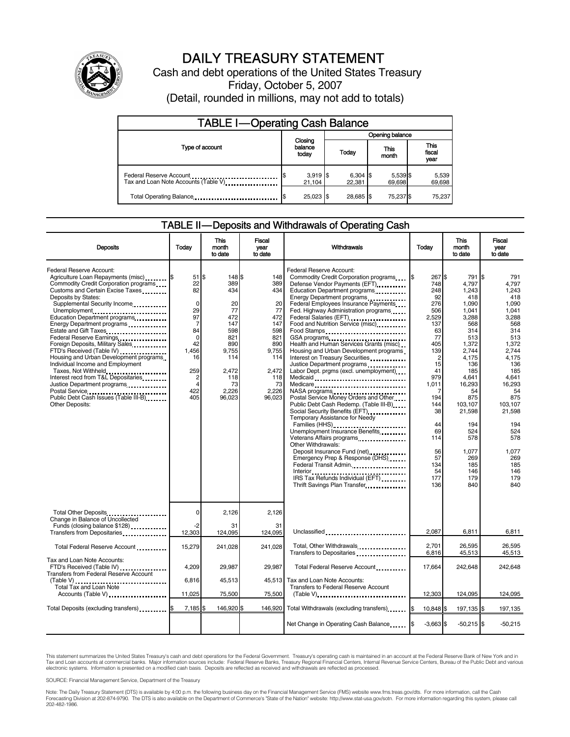# DAILY TREASURY STATEMENT

Cash and debt operations of the United States Treasury

Friday, October 5, 2007

(Detail, rounded in millions, may not add to totals)

## TABLE I—Operating Cash Balance

| Type of account | Closing balance today | Opening balance Today | Opening balance This month | Opening balance This fiscal year |
|---|---|---|---|---|
| Federal Reserve Account | $ 3,919 | $ 6,304 | $ 5,539 | $ 5,539 |
| Tax and Loan Note Accounts (Table V) | 21,104 | 22,381 | 69,698 | 69,698 |
| Total Operating Balance | $ 25,023 | $ 28,685 | $ 75,237 | $ 75,237 |

## TABLE II—Deposits and Withdrawals of Operating Cash

| Deposits | Today | This month to date | Fiscal year to date |
|---|---|---|---|
| Federal Reserve Account: | | | |
| Agriculture Loan Repayments (misc) | $ 51 | $ 148 | $ 148 |
| Commodity Credit Corporation programs | 22 | 389 | 389 |
| Customs and Certain Excise Taxes | 82 | 434 | 434 |
| Deposits by States: | | | |
| Supplemental Security Income | 0 | 20 | 20 |
| Unemployment | 29 | 77 | 77 |
| Education Department programs | 97 | 472 | 472 |
| Energy Department programs | 7 | 147 | 147 |
| Estate and Gift Taxes | 84 | 598 | 598 |
| Federal Reserve Earnings | 0 | 821 | 821 |
| Foreign Deposits, Military Sales | 42 | 890 | 890 |
| FTD's Received (Table IV) | 1,456 | 9,755 | 9,755 |
| Housing and Urban Development programs | 16 | 114 | 114 |
| Individual Income and Employment Taxes, Not Withheld | 259 | 2,472 | 2,472 |
| Interest recd from T&L Depositaries | 2 | 118 | 118 |
| Justice Department programs | 4 | 73 | 73 |
| Postal Service | 422 | 2,226 | 2,226 |
| Public Debt Cash Issues (Table III-B) | 405 | 96,023 | 96,023 |
| Other Deposits: | | | |
| Total Other Deposits | 0 | 2,126 | 2,126 |
| Change in Balance of Uncollected Funds (closing balance $128) | -2 | 31 | 31 |
| Transfers from Depositaries | 12,303 | 124,095 | 124,095 |
| Total Federal Reserve Account | 15,279 | 241,028 | 241,028 |
| Tax and Loan Note Accounts: | | | |
| FTD's Received (Table IV) | 4,209 | 29,987 | 29,987 |
| Transfers from Federal Reserve Account (Table V) | 6,816 | 45,513 | 45,513 |
| Total Tax and Loan Note Accounts (Table V) | 11,025 | 75,500 | 75,500 |
| Total Deposits (excluding transfers) | $ 7,185 | $ 146,920 | $ 146,920 |

| Withdrawals | Today | This month to date | Fiscal year to date |
|---|---|---|---|
| Federal Reserve Account: | | | |
| Commodity Credit Corporation programs | $ 267 | $ 791 | $ 791 |
| Defense Vendor Payments (EFT) | 748 | 4,797 | 4,797 |
| Education Department programs | 248 | 1,243 | 1,243 |
| Energy Department programs | 92 | 418 | 418 |
| Federal Employees Insurance Payments | 276 | 1,090 | 1,090 |
| Fed. Highway Administration programs | 506 | 1,041 | 1,041 |
| Federal Salaries (EFT) | 2,529 | 3,288 | 3,288 |
| Food and Nutrition Service (misc) | 137 | 568 | 568 |
| Food Stamps | 63 | 314 | 314 |
| GSA programs | 77 | 513 | 513 |
| Health and Human Services Grants (misc) | 405 | 1,372 | 1,372 |
| Housing and Urban Development programs | 139 | 2,744 | 2,744 |
| Interest on Treasury Securities | 2 | 4,175 | 4,175 |
| Justice Department programs | 15 | 136 | 136 |
| Labor Dept. prgms (excl. unemployment) | 41 | 185 | 185 |
| Medicaid | 979 | 4,641 | 4,641 |
| Medicare | 1,011 | 16,293 | 16,293 |
| NASA programs | 7 | 54 | 54 |
| Postal Service Money Orders and Other | 194 | 875 | 875 |
| Public Debt Cash Redemp. (Table III-B) | 144 | 103,107 | 103,107 |
| Social Security Benefits (EFT) | 38 | 21,598 | 21,598 |
| Temporary Assistance for Needy Families (HHS) | 44 | 194 | 194 |
| Unemployment Insurance Benefits | 69 | 524 | 524 |
| Veterans Affairs programs | 114 | 578 | 578 |
| Other Withdrawals: | | | |
| Deposit Insurance Fund (net) | 56 | 1,077 | 1,077 |
| Emergency Prep & Response (DHS) | 57 | 269 | 269 |
| Federal Transit Admin. | 134 | 185 | 185 |
| Interior | 54 | 146 | 146 |
| IRS Tax Refunds Individual (EFT) | 177 | 179 | 179 |
| Thrift Savings Plan Transfer | 136 | 840 | 840 |
| Unclassified | 2,087 | 6,811 | 6,811 |
| Total, Other Withdrawals | 2,701 | 26,595 | 26,595 |
| Transfers to Depositaries | 6,816 | 45,513 | 45,513 |
| Total Federal Reserve Account | 17,664 | 242,648 | 242,648 |
| Tax and Loan Note Accounts: | | | |
| Transfers to Federal Reserve Account (Table V) | 12,303 | 124,095 | 124,095 |
| Total Withdrawals (excluding transfers) | $ 10,848 | $ 197,135 | $ 197,135 |
| Net Change in Operating Cash Balance | $ -3,663 | $ -50,215 | $ -50,215 |

This statement summarizes the United States Treasury's cash and debt operations for the Federal Government. Treasury's operating cash is maintained in an account at the Federal Reserve Bank of New York and in Tax and Loan accounts at commercial banks. Major information sources include: Federal Reserve Banks, Treasury Regional Financial Centers, Internal Revenue Service Centers, Bureau of the Public Debt and various electronic systems. Information is presented on a modified cash basis. Deposits are reflected as received and withdrawals are reflected as processed.

SOURCE: Financial Management Service, Department of the Treasury

Note: The Daily Treasury Statement (DTS) is available by 4:00 p.m. the following business day on the Financial Management Service (FMS) website www.fms.treas.gov/dts. For more information, call the Cash Forecasting Division at 202-874-9790. The DTS is also available on the Department of Commerce's "State of the Nation" website: http://www.stat-usa.gov/sotn. For more information regarding this system, please call 202-482-1986.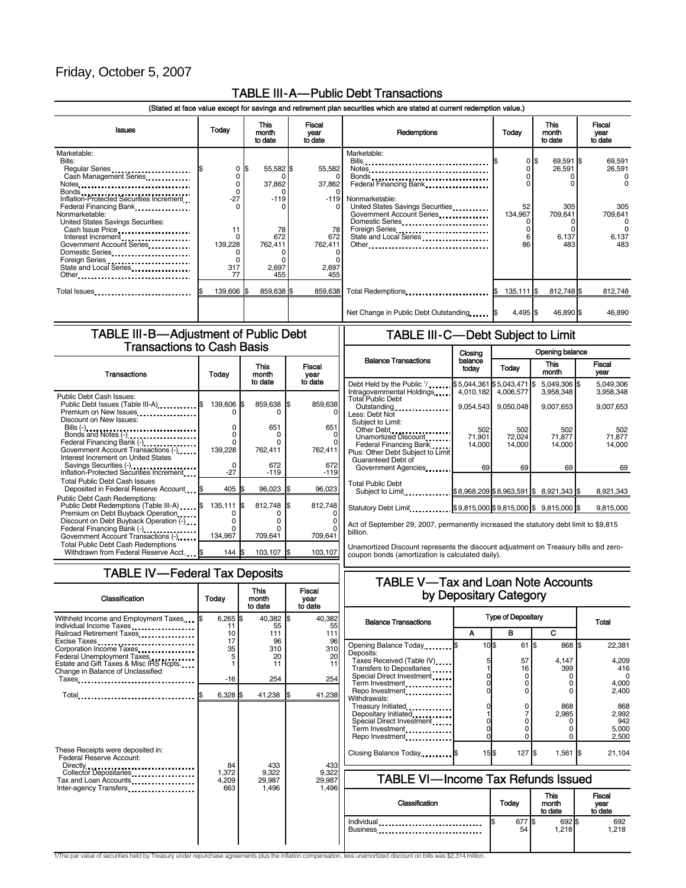Friday, October 5, 2007

## TABLE III-A—Public Debt Transactions

(Stated at face value except for savings and retirement plan securities which are stated at current redemption value.)

| Issues | Today | This month to date | Fiscal year to date |
|---|---|---|---|
| Marketable: | | | |
| Bills: | | | |
| Regular Series | $ 0 | $ 55,582 | $ 55,582 |
| Cash Management Series | 0 | 0 | 0 |
| Notes | 0 | 37,862 | 37,862 |
| Bonds | 0 | 0 | 0 |
| Inflation-Protected Securities Increment | -27 | -119 | -119 |
| Federal Financing Bank | 0 | 0 | 0 |
| Nonmarketable: | | | |
| United States Savings Securities: | | | |
| Cash Issue Price | 11 | 78 | 78 |
| Interest Increment | 0 | 672 | 672 |
| Government Account Series | 139,228 | 762,411 | 762,411 |
| Domestic Series | 0 | 0 | 0 |
| Foreign Series | 0 | 0 | 0 |
| State and Local Series | 317 | 2,697 | 2,697 |
| Other | 77 | 455 | 455 |
| Total Issues | $ 139,606 | $ 859,638 | $ 859,638 |

| Redemptions | Today | This month to date | Fiscal year to date |
|---|---|---|---|
| Marketable: | | | |
| Bills | $ 0 | $ 69,591 | $ 69,591 |
| Notes | 0 | 26,591 | 26,591 |
| Bonds | 0 | 0 | 0 |
| Federal Financing Bank | 0 | 0 | 0 |
| Nonmarketable: | | | |
| United States Savings Securities | 52 | 305 | 305 |
| Government Account Series | 134,967 | 709,641 | 709,641 |
| Domestic Series | 0 | 0 | 0 |
| Foreign Series | 0 | 0 | 0 |
| State and Local Series | 6 | 6,137 | 6,137 |
| Other | 86 | 483 | 483 |
| Total Redemptions | $ 135,111 | $ 812,748 | $ 812,748 |
| Net Change in Public Debt Outstanding | $ 4,495 | $ 46,890 | $ 46,890 |

## TABLE III-B—Adjustment of Public Debt Transactions to Cash Basis

| Transactions | Today | This month to date | Fiscal year to date |
|---|---|---|---|
| Public Debt Cash Issues: | | | |
| Public Debt Issues (Table III-A) | $ 139,606 | $ 859,638 | $ 859,638 |
| Premium on New Issues | 0 | 0 | 0 |
| Discount on New Issues: | | | |
| Bills (-) | 0 | 651 | 651 |
| Bonds and Notes (-) | 0 | 0 | 0 |
| Federal Financing Bank (-) | 0 | 0 | 0 |
| Government Account Transactions (-) | 139,228 | 762,411 | 762,411 |
| Interest Increment on United States Savings Securities (-) | 0 | 672 | 672 |
| Inflation-Protected Securities Increment | -27 | -119 | -119 |
| Total Public Debt Cash Issues Deposited in Federal Reserve Account | $ 405 | $ 96,023 | $ 96,023 |
| Public Debt Cash Redemptions: | | | |
| Public Debt Redemptions (Table III-A) | $ 135,111 | $ 812,748 | $ 812,748 |
| Premium on Debt Buyback Operation | 0 | 0 | 0 |
| Discount on Debt Buyback Operation (-) | 0 | 0 | 0 |
| Federal Financing Bank (-) | 0 | 0 | 0 |
| Government Account Transactions (-) | 134,967 | 709,641 | 709,641 |
| Total Public Debt Cash Redemptions Withdrawn from Federal Reserve Acct. | $ 144 | $ 103,107 | $ 103,107 |

## TABLE III-C—Debt Subject to Limit

| Balance Transactions | Closing balance today | Opening balance Today | Opening balance This month | Opening balance Fiscal year |
|---|---|---|---|---|
| Debt Held by the Public [1] | $ 5,044,361 | $ 5,043,471 | $ 5,049,306 | $ 5,049,306 |
| Intragovernmental Holdings | 4,010,182 | 4,006,577 | 3,958,348 | 3,958,348 |
| Total Public Debt Outstanding | 9,054,543 | 9,050,048 | 9,007,653 | 9,007,653 |
| Less: Debt Not Subject to Limit: | | | | |
| Other Debt | 502 | 502 | 502 | 502 |
| Unamortized Discount | 71,901 | 72,024 | 71,877 | 71,877 |
| Federal Financing Bank | 14,000 | 14,000 | 14,000 | 14,000 |
| Plus: Other Debt Subject to Limit | | | | |
| Guaranteed Debt of Government Agencies | 69 | 69 | 69 | 69 |
| Total Public Debt Subject to Limit | $ 8,968,209 | $ 8,963,591 | $ 8,921,343 | $ 8,921,343 |
| Statutory Debt Limit | $ 9,815,000 | $ 9,815,000 | $ 9,815,000 | $ 9,815,000 |

Act of September 29, 2007, permanently increased the statutory debt limit to $9,815 billion.

Unamortized Discount represents the discount adjustment on Treasury bills and zero-coupon bonds (amortization is calculated daily).

## TABLE IV—Federal Tax Deposits

| Classification | Today | This month to date | Fiscal year to date |
|---|---|---|---|
| Withheld Income and Employment Taxes | $ 6,265 | $ 40,382 | $ 40,382 |
| Individual Income Taxes | 11 | 55 | 55 |
| Railroad Retirement Taxes | 10 | 111 | 111 |
| Excise Taxes | 17 | 96 | 96 |
| Corporation Income Taxes | 35 | 310 | 310 |
| Federal Unemployment Taxes | 5 | 20 | 20 |
| Estate and Gift Taxes & Misc IRS Rcpts. | 1 | 11 | 11 |
| Change in Balance of Unclassified Taxes | -16 | 254 | 254 |
| Total | $ 6,328 | $ 41,238 | $ 41,238 |
| These Receipts were deposited in: | | | |
| Federal Reserve Account: | | | |
| Directly | 84 | 433 | 433 |
| Collector Depositaries | 1,372 | 9,322 | 9,322 |
| Tax and Loan Accounts | 4,209 | 29,987 | 29,987 |
| Inter-agency Transfers | 663 | 1,496 | 1,496 |

## TABLE V—Tax and Loan Note Accounts by Depositary Category

| Balance Transactions | Type of Depositary A | B | C | Total |
|---|---|---|---|---|
| Opening Balance Today | $ 10 | $ 61 | $ 868 | $ 22,381 |
| Deposits: | | | | |
| Taxes Received (Table IV) | 5 | 57 | 4,147 | 4,209 |
| Transfers to Depositaries | 1 | 16 | 399 | 416 |
| Special Direct Investment | 0 | 0 | 0 | 0 |
| Term Investment | 0 | 0 | 0 | 4,000 |
| Repo Investment | 0 | 0 | 0 | 2,400 |
| Withdrawals: | | | | |
| Treasury Initiated | 0 | 0 | 868 | 868 |
| Depositary Initiated | 1 | 7 | 2,985 | 2,992 |
| Special Direct Investment | 0 | 0 | 0 | 942 |
| Term Investment | 0 | 0 | 0 | 5,000 |
| Repo Investment | 0 | 0 | 0 | 2,500 |
| Closing Balance Today | $ 15 | $ 127 | $ 1,561 | $ 21,104 |

## TABLE VI—Income Tax Refunds Issued

| Classification | Today | This month to date | Fiscal year to date |
|---|---|---|---|
| Individual | $ 677 | $ 692 | $ 692 |
| Business | 54 | 1,218 | 1,218 |

1/The par value of securities held by Treasury under repurchase agreements plus the inflation compensation, less unamortized discount on bills was $2,314 million.